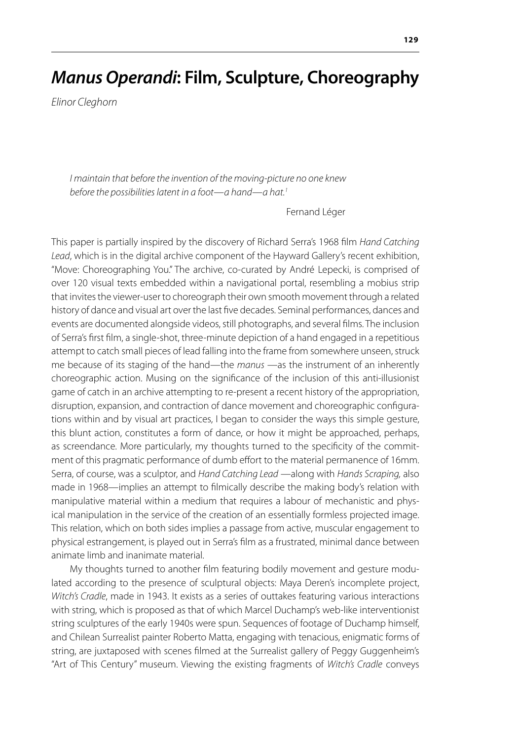# *Manus Operandi*: Film, Sculpture, Choreography

*Elinor Cleghorn*

> *I maintain that before the invention of the moving-picture no one knew before the possibilities latent in a foot—a hand—a hat.*[1]
>
> Fernand Léger

This paper is partially inspired by the discovery of Richard Serra's 1968 film *Hand Catching Lead*, which is in the digital archive component of the Hayward Gallery's recent exhibition, "Move: Choreographing You." The archive, co-curated by André Lepecki, is comprised of over 120 visual texts embedded within a navigational portal, resembling a mobius strip that invites the viewer-user to choreograph their own smooth movement through a related history of dance and visual art over the last five decades. Seminal performances, dances and events are documented alongside videos, still photographs, and several films. The inclusion of Serra's first film, a single-shot, three-minute depiction of a hand engaged in a repetitious attempt to catch small pieces of lead falling into the frame from somewhere unseen, struck me because of its staging of the hand—the *manus* —as the instrument of an inherently choreographic action. Musing on the significance of the inclusion of this anti-illusionist game of catch in an archive attempting to re-present a recent history of the appropriation, disruption, expansion, and contraction of dance movement and choreographic configurations within and by visual art practices, I began to consider the ways this simple gesture, this blunt action, constitutes a form of dance, or how it might be approached, perhaps, as screendance. More particularly, my thoughts turned to the specificity of the commitment of this pragmatic performance of dumb effort to the material permanence of 16mm. Serra, of course, was a sculptor, and *Hand Catching Lead* —along with *Hands Scraping,* also made in 1968—implies an attempt to filmically describe the making body's relation with manipulative material within a medium that requires a labour of mechanistic and physical manipulation in the service of the creation of an essentially formless projected image. This relation, which on both sides implies a passage from active, muscular engagement to physical estrangement, is played out in Serra's film as a frustrated, minimal dance between animate limb and inanimate material.

My thoughts turned to another film featuring bodily movement and gesture modulated according to the presence of sculptural objects: Maya Deren's incomplete project, *Witch's Cradle*, made in 1943. It exists as a series of outtakes featuring various interactions with string, which is proposed as that of which Marcel Duchamp's web-like interventionist string sculptures of the early 1940s were spun. Sequences of footage of Duchamp himself, and Chilean Surrealist painter Roberto Matta, engaging with tenacious, enigmatic forms of string, are juxtaposed with scenes filmed at the Surrealist gallery of Peggy Guggenheim's "Art of This Century" museum. Viewing the existing fragments of *Witch's Cradle* conveys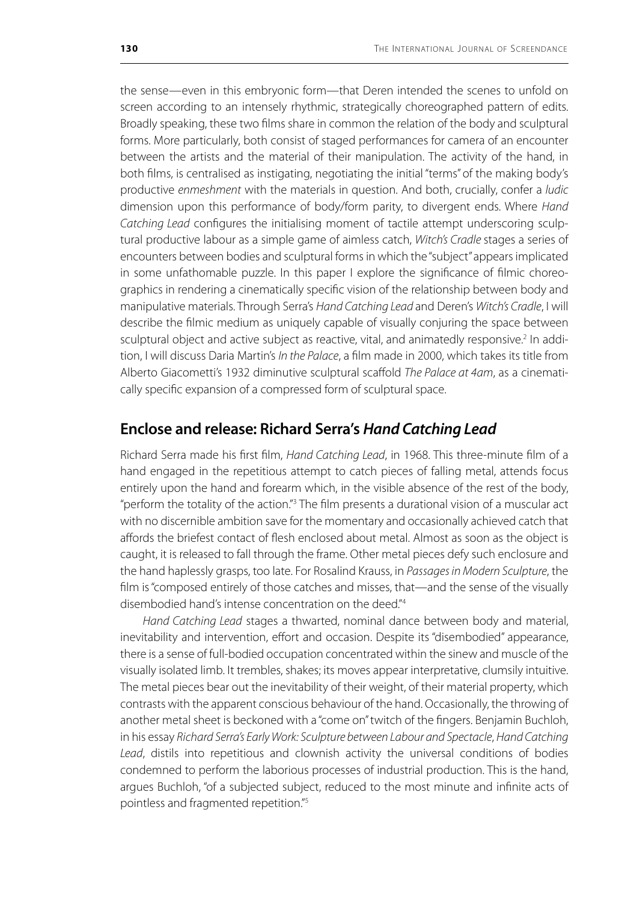the sense—even in this embryonic form—that Deren intended the scenes to unfold on screen according to an intensely rhythmic, strategically choreographed pattern of edits. Broadly speaking, these two films share in common the relation of the body and sculptural forms. More particularly, both consist of staged performances for camera of an encounter between the artists and the material of their manipulation. The activity of the hand, in both films, is centralised as instigating, negotiating the initial "terms" of the making body's productive *enmeshment* with the materials in question. And both, crucially, confer a *ludic* dimension upon this performance of body/form parity, to divergent ends. Where *Hand Catching Lead* configures the initialising moment of tactile attempt underscoring sculptural productive labour as a simple game of aimless catch, *Witch's Cradle* stages a series of encounters between bodies and sculptural forms in which the "subject" appears implicated in some unfathomable puzzle. In this paper I explore the significance of filmic choreographics in rendering a cinematically specific vision of the relationship between body and manipulative materials. Through Serra's *Hand Catching Lead* and Deren's *Witch's Cradle*, I will describe the filmic medium as uniquely capable of visually conjuring the space between sculptural object and active subject as reactive, vital, and animatedly responsive.[2] In addition, I will discuss Daria Martin's *In the Palace*, a film made in 2000, which takes its title from Alberto Giacometti's 1932 diminutive sculptural scaffold *The Palace at 4am*, as a cinematically specific expansion of a compressed form of sculptural space.

## Enclose and release: Richard Serra's *Hand Catching Lead*

Richard Serra made his first film, *Hand Catching Lead*, in 1968. This three-minute film of a hand engaged in the repetitious attempt to catch pieces of falling metal, attends focus entirely upon the hand and forearm which, in the visible absence of the rest of the body, "perform the totality of the action."[3] The film presents a durational vision of a muscular act with no discernible ambition save for the momentary and occasionally achieved catch that affords the briefest contact of flesh enclosed about metal. Almost as soon as the object is caught, it is released to fall through the frame. Other metal pieces defy such enclosure and the hand haplessly grasps, too late. For Rosalind Krauss, in *Passages in Modern Sculpture*, the film is "composed entirely of those catches and misses, that—and the sense of the visually disembodied hand's intense concentration on the deed."[4]

*Hand Catching Lead* stages a thwarted, nominal dance between body and material, inevitability and intervention, effort and occasion. Despite its "disembodied" appearance, there is a sense of full-bodied occupation concentrated within the sinew and muscle of the visually isolated limb. It trembles, shakes; its moves appear interpretative, clumsily intuitive. The metal pieces bear out the inevitability of their weight, of their material property, which contrasts with the apparent conscious behaviour of the hand. Occasionally, the throwing of another metal sheet is beckoned with a "come on" twitch of the fingers. Benjamin Buchloh, in his essay *Richard Serra's Early Work: Sculpture between Labour and Spectacle*, *Hand Catching Lead*, distils into repetitious and clownish activity the universal conditions of bodies condemned to perform the laborious processes of industrial production. This is the hand, argues Buchloh, "of a subjected subject, reduced to the most minute and infinite acts of pointless and fragmented repetition."[5]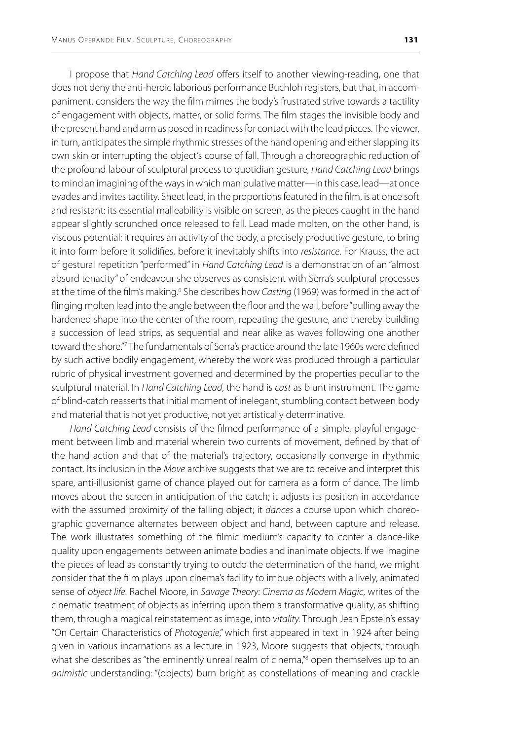I propose that *Hand Catching Lead* offers itself to another viewing-reading, one that does not deny the anti-heroic laborious performance Buchloh registers, but that, in accompaniment, considers the way the film mimes the body's frustrated strive towards a tactility of engagement with objects, matter, or solid forms. The film stages the invisible body and the present hand and arm as posed in readiness for contact with the lead pieces. The viewer, in turn, anticipates the simple rhythmic stresses of the hand opening and either slapping its own skin or interrupting the object's course of fall. Through a choreographic reduction of the profound labour of sculptural process to quotidian gesture, *Hand Catching Lead* brings to mind an imagining of the ways in which manipulative matter—in this case, lead—at once evades and invites tactility. Sheet lead, in the proportions featured in the film, is at once soft and resistant: its essential malleability is visible on screen, as the pieces caught in the hand appear slightly scrunched once released to fall. Lead made molten, on the other hand, is viscous potential: it requires an activity of the body, a precisely productive gesture, to bring it into form before it solidifies, before it inevitably shifts into *resistance*. For Krauss, the act of gestural repetition "performed" in *Hand Catching Lead* is a demonstration of an "almost absurd tenacity" of endeavour she observes as consistent with Serra's sculptural processes at the time of the film's making.[6] She describes how *Casting* (1969) was formed in the act of flinging molten lead into the angle between the floor and the wall, before "pulling away the hardened shape into the center of the room, repeating the gesture, and thereby building a succession of lead strips, as sequential and near alike as waves following one another toward the shore."[7] The fundamentals of Serra's practice around the late 1960s were defined by such active bodily engagement, whereby the work was produced through a particular rubric of physical investment governed and determined by the properties peculiar to the sculptural material. In *Hand Catching Lead*, the hand is *cast* as blunt instrument. The game of blind-catch reasserts that initial moment of inelegant, stumbling contact between body and material that is not yet productive, not yet artistically determinative.

*Hand Catching Lead* consists of the filmed performance of a simple, playful engagement between limb and material wherein two currents of movement, defined by that of the hand action and that of the material's trajectory, occasionally converge in rhythmic contact. Its inclusion in the *Move* archive suggests that we are to receive and interpret this spare, anti-illusionist game of chance played out for camera as a form of dance. The limb moves about the screen in anticipation of the catch; it adjusts its position in accordance with the assumed proximity of the falling object; it *dances* a course upon which choreographic governance alternates between object and hand, between capture and release. The work illustrates something of the filmic medium's capacity to confer a dance-like quality upon engagements between animate bodies and inanimate objects. If we imagine the pieces of lead as constantly trying to outdo the determination of the hand, we might consider that the film plays upon cinema's facility to imbue objects with a lively, animated sense of *object life*. Rachel Moore, in *Savage Theory: Cinema as Modern Magic*, writes of the cinematic treatment of objects as inferring upon them a transformative quality, as shifting them, through a magical reinstatement as image, into *vitality*. Through Jean Epstein's essay "On Certain Characteristics of *Photogenie*," which first appeared in text in 1924 after being given in various incarnations as a lecture in 1923, Moore suggests that objects, through what she describes as "the eminently unreal realm of cinema,"[8] open themselves up to an *animistic* understanding: "(objects) burn bright as constellations of meaning and crackle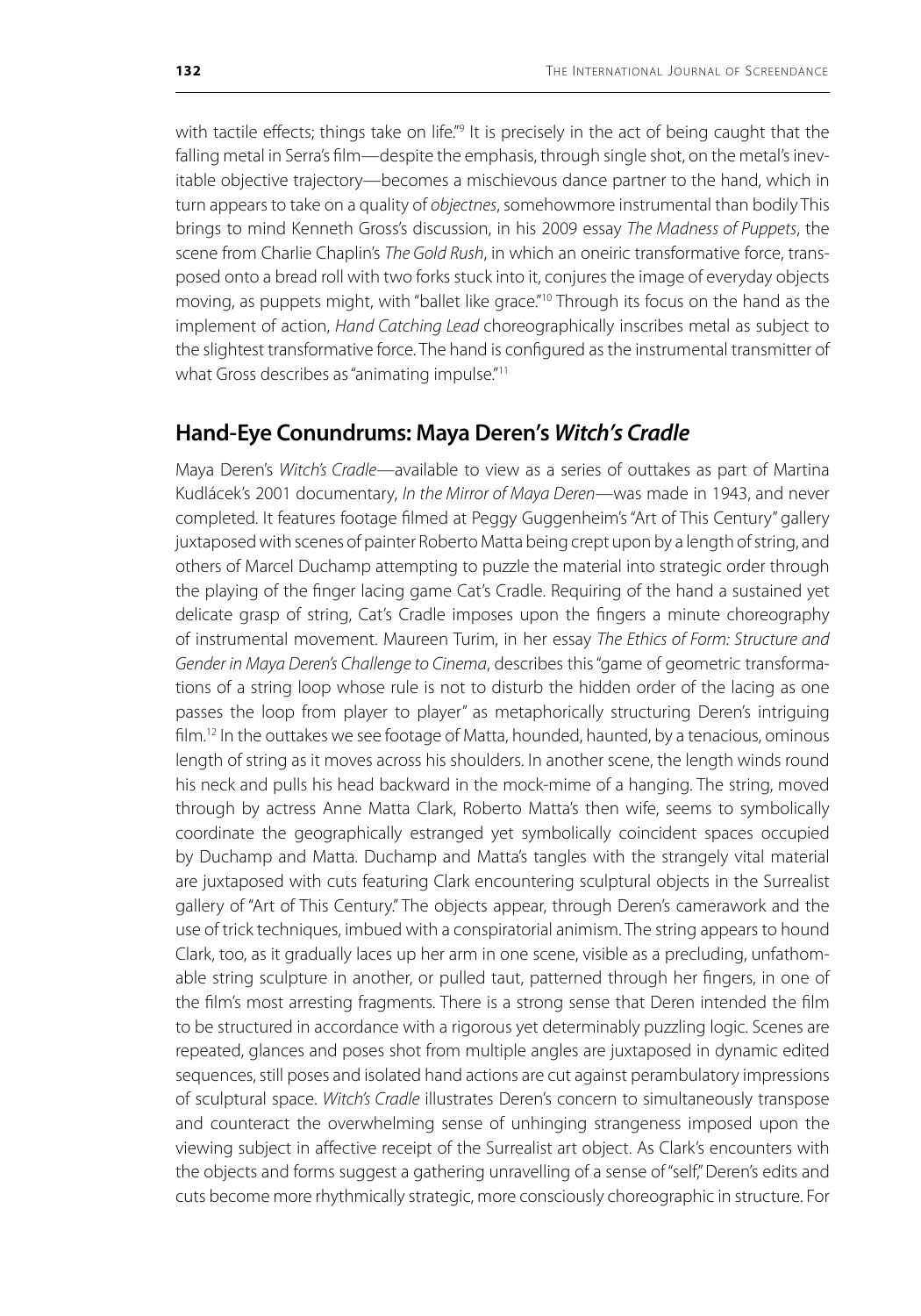with tactile effects; things take on life."[9] It is precisely in the act of being caught that the falling metal in Serra's film—despite the emphasis, through single shot, on the metal's inevitable objective trajectory—becomes a mischievous dance partner to the hand, which in turn appears to take on a quality of *objectnes*, somehowmore instrumental than bodily This brings to mind Kenneth Gross's discussion, in his 2009 essay *The Madness of Puppets*, the scene from Charlie Chaplin's *The Gold Rush*, in which an oneiric transformative force, transposed onto a bread roll with two forks stuck into it, conjures the image of everyday objects moving, as puppets might, with "ballet like grace."[10] Through its focus on the hand as the implement of action, *Hand Catching Lead* choreographically inscribes metal as subject to the slightest transformative force. The hand is configured as the instrumental transmitter of what Gross describes as "animating impulse."[11]

## Hand-Eye Conundrums: Maya Deren's *Witch's Cradle*

Maya Deren's *Witch's Cradle*—available to view as a series of outtakes as part of Martina Kudlácek's 2001 documentary, *In the Mirror of Maya Deren*—was made in 1943, and never completed. It features footage filmed at Peggy Guggenheim's "Art of This Century" gallery juxtaposed with scenes of painter Roberto Matta being crept upon by a length of string, and others of Marcel Duchamp attempting to puzzle the material into strategic order through the playing of the finger lacing game Cat's Cradle. Requiring of the hand a sustained yet delicate grasp of string, Cat's Cradle imposes upon the fingers a minute choreography of instrumental movement. Maureen Turim, in her essay *The Ethics of Form: Structure and Gender in Maya Deren's Challenge to Cinema*, describes this "game of geometric transformations of a string loop whose rule is not to disturb the hidden order of the lacing as one passes the loop from player to player" as metaphorically structuring Deren's intriguing film.[12] In the outtakes we see footage of Matta, hounded, haunted, by a tenacious, ominous length of string as it moves across his shoulders. In another scene, the length winds round his neck and pulls his head backward in the mock-mime of a hanging. The string, moved through by actress Anne Matta Clark, Roberto Matta's then wife, seems to symbolically coordinate the geographically estranged yet symbolically coincident spaces occupied by Duchamp and Matta. Duchamp and Matta's tangles with the strangely vital material are juxtaposed with cuts featuring Clark encountering sculptural objects in the Surrealist gallery of "Art of This Century." The objects appear, through Deren's camerawork and the use of trick techniques, imbued with a conspiratorial animism. The string appears to hound Clark, too, as it gradually laces up her arm in one scene, visible as a precluding, unfathomable string sculpture in another, or pulled taut, patterned through her fingers, in one of the film's most arresting fragments. There is a strong sense that Deren intended the film to be structured in accordance with a rigorous yet determinably puzzling logic. Scenes are repeated, glances and poses shot from multiple angles are juxtaposed in dynamic edited sequences, still poses and isolated hand actions are cut against perambulatory impressions of sculptural space. *Witch's Cradle* illustrates Deren's concern to simultaneously transpose and counteract the overwhelming sense of unhinging strangeness imposed upon the viewing subject in affective receipt of the Surrealist art object. As Clark's encounters with the objects and forms suggest a gathering unravelling of a sense of "self," Deren's edits and cuts become more rhythmically strategic, more consciously choreographic in structure. For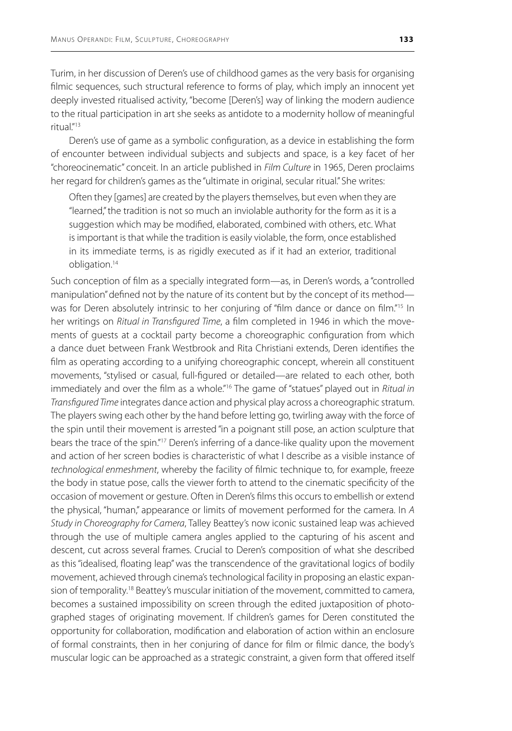Turim, in her discussion of Deren's use of childhood games as the very basis for organising filmic sequences, such structural reference to forms of play, which imply an innocent yet deeply invested ritualised activity, "become [Deren's] way of linking the modern audience to the ritual participation in art she seeks as antidote to a modernity hollow of meaningful ritual."[13]

Deren's use of game as a symbolic configuration, as a device in establishing the form of encounter between individual subjects and subjects and space, is a key facet of her "choreocinematic" conceit. In an article published in *Film Culture* in 1965, Deren proclaims her regard for children's games as the "ultimate in original, secular ritual." She writes:

> Often they [games] are created by the players themselves, but even when they are "learned," the tradition is not so much an inviolable authority for the form as it is a suggestion which may be modified, elaborated, combined with others, etc. What is important is that while the tradition is easily violable, the form, once established in its immediate terms, is as rigidly executed as if it had an exterior, traditional obligation.[14]

Such conception of film as a specially integrated form—as, in Deren's words, a "controlled manipulation" defined not by the nature of its content but by the concept of its method—was for Deren absolutely intrinsic to her conjuring of "film dance or dance on film."[15] In her writings on *Ritual in Transfigured Time*, a film completed in 1946 in which the movements of guests at a cocktail party become a choreographic configuration from which a dance duet between Frank Westbrook and Rita Christiani extends, Deren identifies the film as operating according to a unifying choreographic concept, wherein all constituent movements, "stylised or casual, full-figured or detailed—are related to each other, both immediately and over the film as a whole."[16] The game of "statues" played out in *Ritual in Transfigured Time* integrates dance action and physical play across a choreographic stratum. The players swing each other by the hand before letting go, twirling away with the force of the spin until their movement is arrested "in a poignant still pose, an action sculpture that bears the trace of the spin."[17] Deren's inferring of a dance-like quality upon the movement and action of her screen bodies is characteristic of what I describe as a visible instance of *technological enmeshment*, whereby the facility of filmic technique to, for example, freeze the body in statue pose, calls the viewer forth to attend to the cinematic specificity of the occasion of movement or gesture. Often in Deren's films this occurs to embellish or extend the physical, "human," appearance or limits of movement performed for the camera. In *A Study in Choreography for Camera*, Talley Beattey's now iconic sustained leap was achieved through the use of multiple camera angles applied to the capturing of his ascent and descent, cut across several frames. Crucial to Deren's composition of what she described as this "idealised, floating leap" was the transcendence of the gravitational logics of bodily movement, achieved through cinema's technological facility in proposing an elastic expansion of temporality.[18] Beattey's muscular initiation of the movement, committed to camera, becomes a sustained impossibility on screen through the edited juxtaposition of photographed stages of originating movement. If children's games for Deren constituted the opportunity for collaboration, modification and elaboration of action within an enclosure of formal constraints, then in her conjuring of dance for film or filmic dance, the body's muscular logic can be approached as a strategic constraint, a given form that offered itself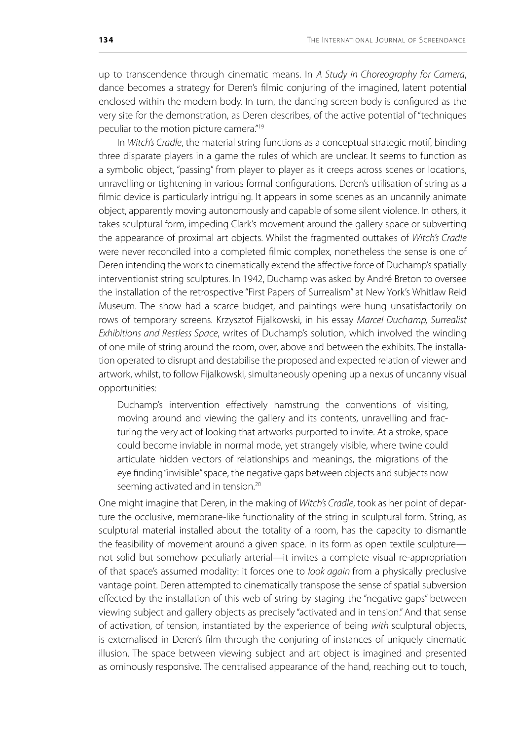up to transcendence through cinematic means. In *A Study in Choreography for Camera*, dance becomes a strategy for Deren's filmic conjuring of the imagined, latent potential enclosed within the modern body. In turn, the dancing screen body is configured as the very site for the demonstration, as Deren describes, of the active potential of "techniques peculiar to the motion picture camera."[19]

In *Witch's Cradle*, the material string functions as a conceptual strategic motif, binding three disparate players in a game the rules of which are unclear. It seems to function as a symbolic object, "passing" from player to player as it creeps across scenes or locations, unravelling or tightening in various formal configurations. Deren's utilisation of string as a filmic device is particularly intriguing. It appears in some scenes as an uncannily animate object, apparently moving autonomously and capable of some silent violence. In others, it takes sculptural form, impeding Clark's movement around the gallery space or subverting the appearance of proximal art objects. Whilst the fragmented outtakes of *Witch's Cradle* were never reconciled into a completed filmic complex, nonetheless the sense is one of Deren intending the work to cinematically extend the affective force of Duchamp's spatially interventionist string sculptures. In 1942, Duchamp was asked by André Breton to oversee the installation of the retrospective "First Papers of Surrealism" at New York's Whitlaw Reid Museum. The show had a scarce budget, and paintings were hung unsatisfactorily on rows of temporary screens. Krzysztof Fijalkowski, in his essay *Marcel Duchamp, Surrealist Exhibitions and Restless Space*, writes of Duchamp's solution, which involved the winding of one mile of string around the room, over, above and between the exhibits. The installation operated to disrupt and destabilise the proposed and expected relation of viewer and artwork, whilst, to follow Fijalkowski, simultaneously opening up a nexus of uncanny visual opportunities:

> Duchamp's intervention effectively hamstrung the conventions of visiting, moving around and viewing the gallery and its contents, unravelling and fracturing the very act of looking that artworks purported to invite. At a stroke, space could become inviable in normal mode, yet strangely visible, where twine could articulate hidden vectors of relationships and meanings, the migrations of the eye finding "invisible" space, the negative gaps between objects and subjects now seeming activated and in tension.[20]

One might imagine that Deren, in the making of *Witch's Cradle*, took as her point of departure the occlusive, membrane-like functionality of the string in sculptural form. String, as sculptural material installed about the totality of a room, has the capacity to dismantle the feasibility of movement around a given space. In its form as open textile sculpture—not solid but somehow peculiarly arterial—it invites a complete visual re-appropriation of that space's assumed modality: it forces one to *look again* from a physically preclusive vantage point. Deren attempted to cinematically transpose the sense of spatial subversion effected by the installation of this web of string by staging the "negative gaps" between viewing subject and gallery objects as precisely "activated and in tension." And that sense of activation, of tension, instantiated by the experience of being *with* sculptural objects, is externalised in Deren's film through the conjuring of instances of uniquely cinematic illusion. The space between viewing subject and art object is imagined and presented as ominously responsive. The centralised appearance of the hand, reaching out to touch,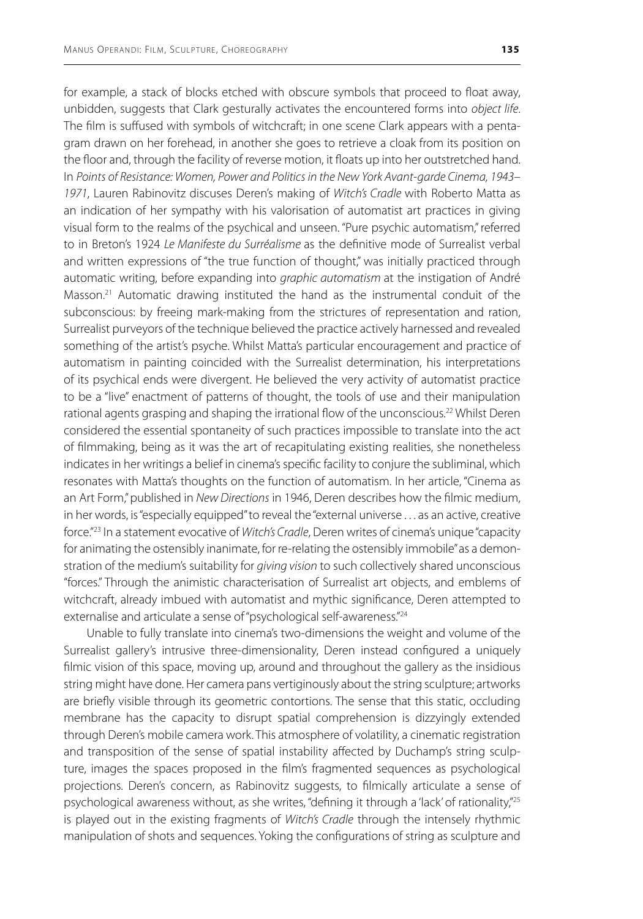for example, a stack of blocks etched with obscure symbols that proceed to float away, unbidden, suggests that Clark gesturally activates the encountered forms into *object life*. The film is suffused with symbols of witchcraft; in one scene Clark appears with a pentagram drawn on her forehead, in another she goes to retrieve a cloak from its position on the floor and, through the facility of reverse motion, it floats up into her outstretched hand. In *Points of Resistance: Women, Power and Politics in the New York Avant-garde Cinema, 1943–1971*, Lauren Rabinovitz discuses Deren's making of *Witch's Cradle* with Roberto Matta as an indication of her sympathy with his valorisation of automatist art practices in giving visual form to the realms of the psychical and unseen. "Pure psychic automatism," referred to in Breton's 1924 *Le Manifeste du Surréalisme* as the definitive mode of Surrealist verbal and written expressions of "the true function of thought," was initially practiced through automatic writing, before expanding into *graphic automatism* at the instigation of André Masson.[21] Automatic drawing instituted the hand as the instrumental conduit of the subconscious: by freeing mark-making from the strictures of representation and ration, Surrealist purveyors of the technique believed the practice actively harnessed and revealed something of the artist's psyche. Whilst Matta's particular encouragement and practice of automatism in painting coincided with the Surrealist determination, his interpretations of its psychical ends were divergent. He believed the very activity of automatist practice to be a "live" enactment of patterns of thought, the tools of use and their manipulation rational agents grasping and shaping the irrational flow of the unconscious.[22] Whilst Deren considered the essential spontaneity of such practices impossible to translate into the act of filmmaking, being as it was the art of recapitulating existing realities, she nonetheless indicates in her writings a belief in cinema's specific facility to conjure the subliminal, which resonates with Matta's thoughts on the function of automatism. In her article, "Cinema as an Art Form," published in *New Directions* in 1946, Deren describes how the filmic medium, in her words, is "especially equipped" to reveal the "external universe . . . as an active, creative force."[23] In a statement evocative of *Witch's Cradle*, Deren writes of cinema's unique "capacity for animating the ostensibly inanimate, for re-relating the ostensibly immobile" as a demonstration of the medium's suitability for *giving vision* to such collectively shared unconscious "forces." Through the animistic characterisation of Surrealist art objects, and emblems of witchcraft, already imbued with automatist and mythic significance, Deren attempted to externalise and articulate a sense of "psychological self-awareness."[24]

Unable to fully translate into cinema's two-dimensions the weight and volume of the Surrealist gallery's intrusive three-dimensionality, Deren instead configured a uniquely filmic vision of this space, moving up, around and throughout the gallery as the insidious string might have done. Her camera pans vertiginously about the string sculpture; artworks are briefly visible through its geometric contortions. The sense that this static, occluding membrane has the capacity to disrupt spatial comprehension is dizzyingly extended through Deren's mobile camera work. This atmosphere of volatility, a cinematic registration and transposition of the sense of spatial instability affected by Duchamp's string sculpture, images the spaces proposed in the film's fragmented sequences as psychological projections. Deren's concern, as Rabinovitz suggests, to filmically articulate a sense of psychological awareness without, as she writes, "defining it through a 'lack' of rationality,"[25] is played out in the existing fragments of *Witch's Cradle* through the intensely rhythmic manipulation of shots and sequences. Yoking the configurations of string as sculpture and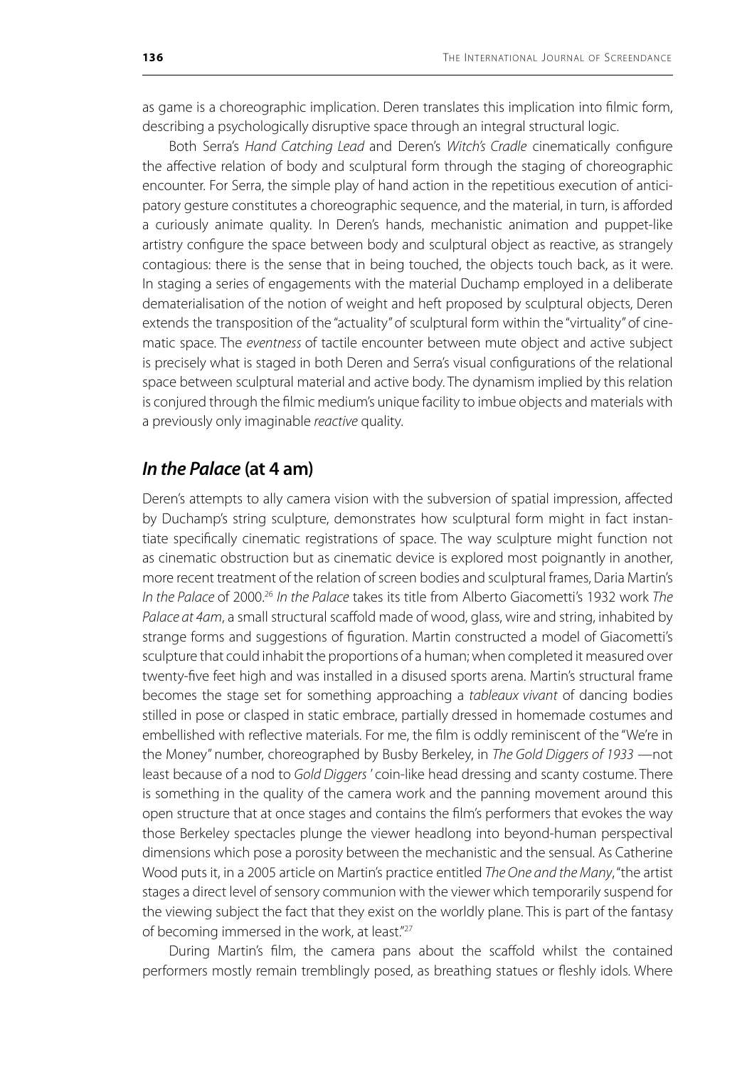as game is a choreographic implication. Deren translates this implication into filmic form, describing a psychologically disruptive space through an integral structural logic.

Both Serra's *Hand Catching Lead* and Deren's *Witch's Cradle* cinematically configure the affective relation of body and sculptural form through the staging of choreographic encounter. For Serra, the simple play of hand action in the repetitious execution of anticipatory gesture constitutes a choreographic sequence, and the material, in turn, is afforded a curiously animate quality. In Deren's hands, mechanistic animation and puppet-like artistry configure the space between body and sculptural object as reactive, as strangely contagious: there is the sense that in being touched, the objects touch back, as it were. In staging a series of engagements with the material Duchamp employed in a deliberate dematerialisation of the notion of weight and heft proposed by sculptural objects, Deren extends the transposition of the "actuality" of sculptural form within the "virtuality" of cinematic space. The *eventness* of tactile encounter between mute object and active subject is precisely what is staged in both Deren and Serra's visual configurations of the relational space between sculptural material and active body. The dynamism implied by this relation is conjured through the filmic medium's unique facility to imbue objects and materials with a previously only imaginable *reactive* quality.

## *In the Palace* (at 4 am)

Deren's attempts to ally camera vision with the subversion of spatial impression, affected by Duchamp's string sculpture, demonstrates how sculptural form might in fact instantiate specifically cinematic registrations of space. The way sculpture might function not as cinematic obstruction but as cinematic device is explored most poignantly in another, more recent treatment of the relation of screen bodies and sculptural frames, Daria Martin's *In the Palace* of 2000.[26] *In the Palace* takes its title from Alberto Giacometti's 1932 work *The Palace at 4am*, a small structural scaffold made of wood, glass, wire and string, inhabited by strange forms and suggestions of figuration. Martin constructed a model of Giacometti's sculpture that could inhabit the proportions of a human; when completed it measured over twenty-five feet high and was installed in a disused sports arena. Martin's structural frame becomes the stage set for something approaching a *tableaux vivant* of dancing bodies stilled in pose or clasped in static embrace, partially dressed in homemade costumes and embellished with reflective materials. For me, the film is oddly reminiscent of the "We're in the Money" number, choreographed by Busby Berkeley, in *The Gold Diggers of 1933* —not least because of a nod to *Gold Diggers'* coin-like head dressing and scanty costume. There is something in the quality of the camera work and the panning movement around this open structure that at once stages and contains the film's performers that evokes the way those Berkeley spectacles plunge the viewer headlong into beyond-human perspectival dimensions which pose a porosity between the mechanistic and the sensual. As Catherine Wood puts it, in a 2005 article on Martin's practice entitled *The One and the Many*, "the artist stages a direct level of sensory communion with the viewer which temporarily suspend for the viewing subject the fact that they exist on the worldly plane. This is part of the fantasy of becoming immersed in the work, at least."[27]

During Martin's film, the camera pans about the scaffold whilst the contained performers mostly remain tremblingly posed, as breathing statues or fleshly idols. Where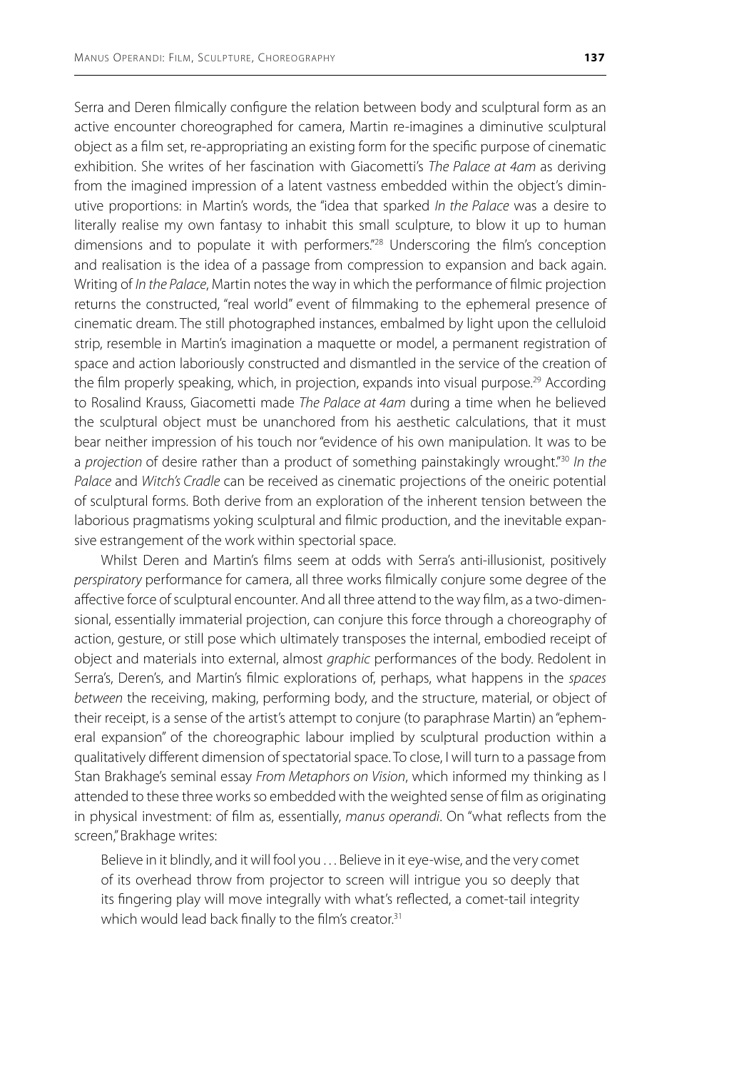Serra and Deren filmically configure the relation between body and sculptural form as an active encounter choreographed for camera, Martin re-imagines a diminutive sculptural object as a film set, re-appropriating an existing form for the specific purpose of cinematic exhibition. She writes of her fascination with Giacometti's *The Palace at 4am* as deriving from the imagined impression of a latent vastness embedded within the object's diminutive proportions: in Martin's words, the "idea that sparked *In the Palace* was a desire to literally realise my own fantasy to inhabit this small sculpture, to blow it up to human dimensions and to populate it with performers."[28] Underscoring the film's conception and realisation is the idea of a passage from compression to expansion and back again. Writing of *In the Palace*, Martin notes the way in which the performance of filmic projection returns the constructed, "real world" event of filmmaking to the ephemeral presence of cinematic dream. The still photographed instances, embalmed by light upon the celluloid strip, resemble in Martin's imagination a maquette or model, a permanent registration of space and action laboriously constructed and dismantled in the service of the creation of the film properly speaking, which, in projection, expands into visual purpose.[29] According to Rosalind Krauss, Giacometti made *The Palace at 4am* during a time when he believed the sculptural object must be unanchored from his aesthetic calculations, that it must bear neither impression of his touch nor "evidence of his own manipulation. It was to be a *projection* of desire rather than a product of something painstakingly wrought."[30] *In the Palace* and *Witch's Cradle* can be received as cinematic projections of the oneiric potential of sculptural forms. Both derive from an exploration of the inherent tension between the laborious pragmatisms yoking sculptural and filmic production, and the inevitable expansive estrangement of the work within spectorial space.

Whilst Deren and Martin's films seem at odds with Serra's anti-illusionist, positively *perspiratory* performance for camera, all three works filmically conjure some degree of the affective force of sculptural encounter. And all three attend to the way film, as a two-dimensional, essentially immaterial projection, can conjure this force through a choreography of action, gesture, or still pose which ultimately transposes the internal, embodied receipt of object and materials into external, almost *graphic* performances of the body. Redolent in Serra's, Deren's, and Martin's filmic explorations of, perhaps, what happens in the *spaces between* the receiving, making, performing body, and the structure, material, or object of their receipt, is a sense of the artist's attempt to conjure (to paraphrase Martin) an "ephemeral expansion" of the choreographic labour implied by sculptural production within a qualitatively different dimension of spectatorial space. To close, I will turn to a passage from Stan Brakhage's seminal essay *From Metaphors on Vision*, which informed my thinking as I attended to these three works so embedded with the weighted sense of film as originating in physical investment: of film as, essentially, *manus operandi*. On "what reflects from the screen," Brakhage writes:

> Believe in it blindly, and it will fool you . . . Believe in it eye-wise, and the very comet of its overhead throw from projector to screen will intrigue you so deeply that its fingering play will move integrally with what's reflected, a comet-tail integrity which would lead back finally to the film's creator.[31]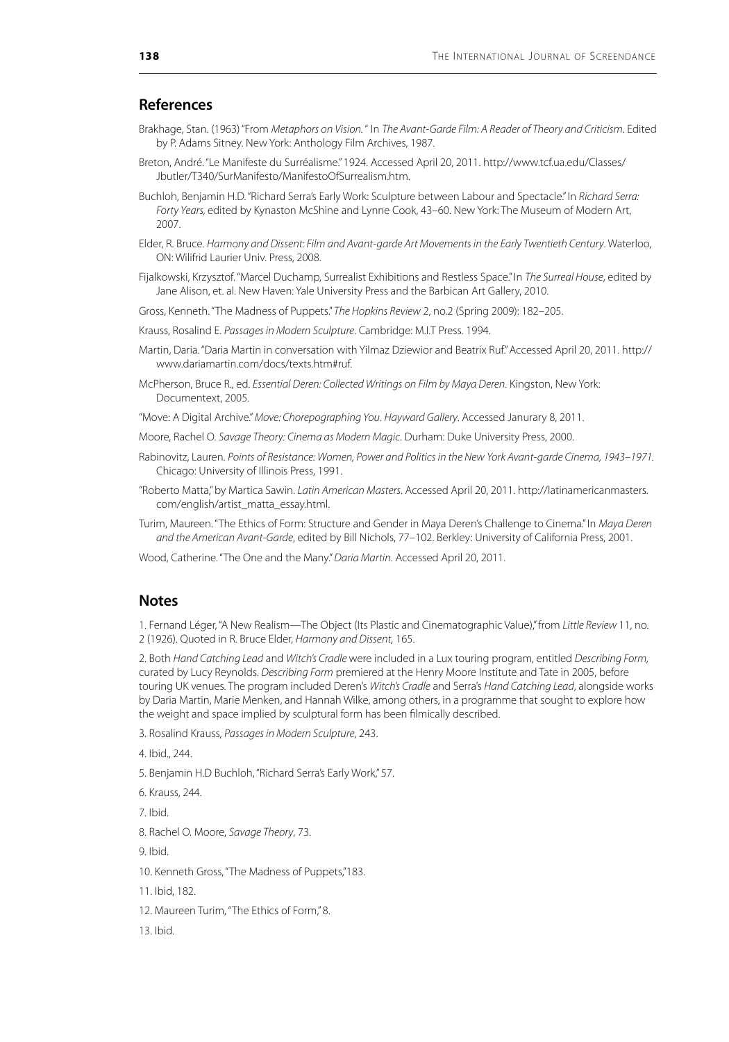## References

Brakhage, Stan. (1963) "From *Metaphors on Vision.*" In *The Avant-Garde Film: A Reader of Theory and Criticism*. Edited by P. Adams Sitney. New York: Anthology Film Archives, 1987.

Breton, André. "Le Manifeste du Surréalisme." 1924. Accessed April 20, 2011. http://www.tcf.ua.edu/Classes/Jbutler/T340/SurManifesto/ManifestoOfSurrealism.htm.

Buchloh, Benjamin H.D. "Richard Serra's Early Work: Sculpture between Labour and Spectacle." In *Richard Serra: Forty Years,* edited by Kynaston McShine and Lynne Cook, 43–60. New York: The Museum of Modern Art, 2007.

Elder, R. Bruce. *Harmony and Dissent: Film and Avant-garde Art Movements in the Early Twentieth Century*. Waterloo, ON: Wilifrid Laurier Univ. Press, 2008.

Fijalkowski, Krzysztof. "Marcel Duchamp, Surrealist Exhibitions and Restless Space." In *The Surreal House*, edited by Jane Alison, et. al. New Haven: Yale University Press and the Barbican Art Gallery, 2010.

Gross, Kenneth. "The Madness of Puppets." *The Hopkins Review* 2, no.2 (Spring 2009): 182–205.

Krauss, Rosalind E. *Passages in Modern Sculpture*. Cambridge: M.I.T Press. 1994.

Martin, Daria. "Daria Martin in conversation with Yilmaz Dziewior and Beatrix Ruf." Accessed April 20, 2011. http://www.dariamartin.com/docs/texts.htm#ruf.

McPherson, Bruce R., ed. *Essential Deren: Collected Writings on Film by Maya Deren*. Kingston, New York: Documentext, 2005.

"Move: A Digital Archive." *Move: Chorepographing You*. *Hayward Gallery*. Accessed Janurary 8, 2011.

Moore, Rachel O. *Savage Theory: Cinema as Modern Magic*. Durham: Duke University Press, 2000.

Rabinovitz, Lauren. *Points of Resistance: Women, Power and Politics in the New York Avant-garde Cinema, 1943–1971.* Chicago: University of Illinois Press, 1991.

"Roberto Matta," by Martica Sawin. *Latin American Masters*. Accessed April 20, 2011. http://latinamericanmasters.com/english/artist_matta_essay.html.

Turim, Maureen. "The Ethics of Form: Structure and Gender in Maya Deren's Challenge to Cinema." In *Maya Deren and the American Avant-Garde*, edited by Bill Nichols, 77–102. Berkley: University of California Press, 2001.

Wood, Catherine. "The One and the Many." *Daria Martin*. Accessed April 20, 2011.

## Notes

1. Fernand Léger, "A New Realism—The Object (Its Plastic and Cinematographic Value)," from *Little Review* 11, no. 2 (1926). Quoted in R. Bruce Elder, *Harmony and Dissent,* 165.

2. Both *Hand Catching Lead* and *Witch's Cradle* were included in a Lux touring program, entitled *Describing Form,* curated by Lucy Reynolds. *Describing Form* premiered at the Henry Moore Institute and Tate in 2005, before touring UK venues. The program included Deren's *Witch's Cradle* and Serra's *Hand Catching Lead*, alongside works by Daria Martin, Marie Menken, and Hannah Wilke, among others, in a programme that sought to explore how the weight and space implied by sculptural form has been filmically described.

3. Rosalind Krauss, *Passages in Modern Sculpture*, 243.

4. Ibid., 244.

5. Benjamin H.D Buchloh, "Richard Serra's Early Work," 57.

6. Krauss, 244.

7. Ibid.

8. Rachel O. Moore, *Savage Theory*, 73.

9. Ibid.

10. Kenneth Gross, "The Madness of Puppets,"183.

11. Ibid, 182.

12. Maureen Turim, "The Ethics of Form," 8.

13. Ibid.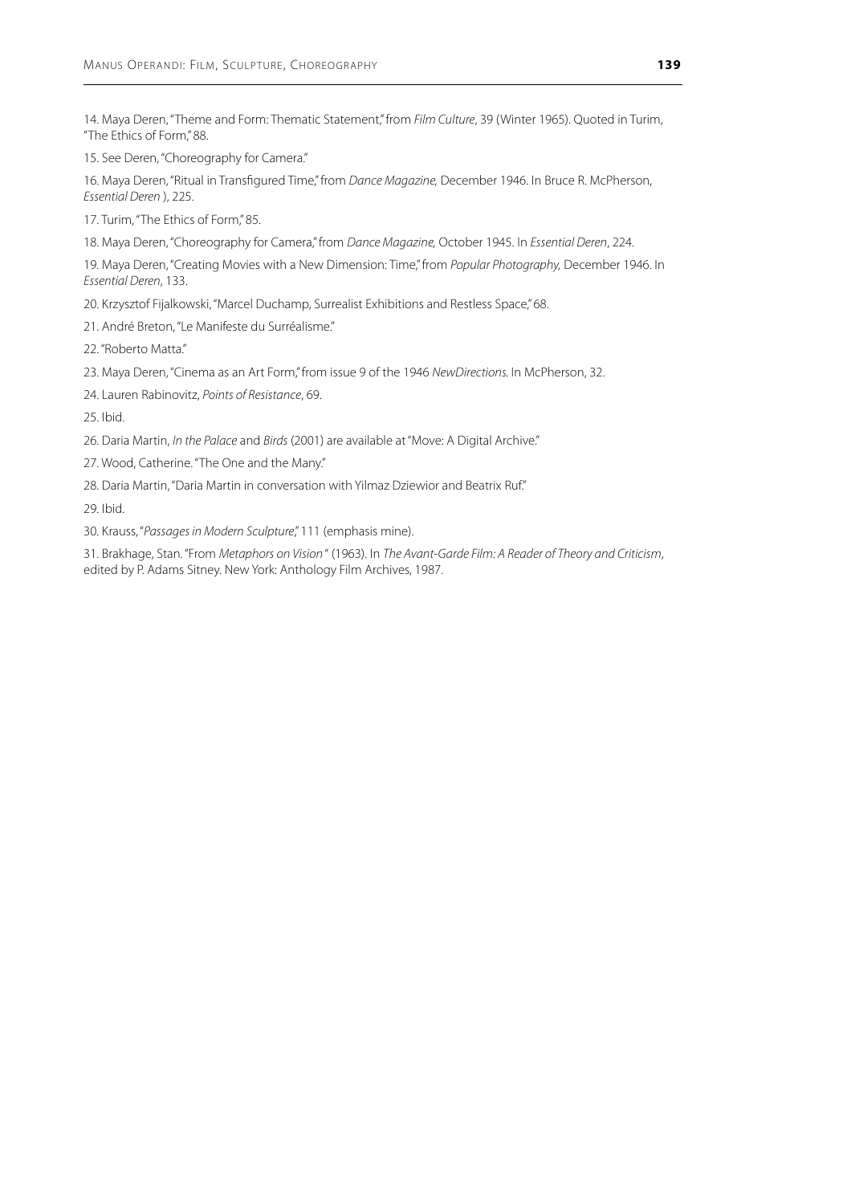14. Maya Deren, "Theme and Form: Thematic Statement," from *Film Culture*, 39 (Winter 1965). Quoted in Turim, "The Ethics of Form," 88.

15. See Deren, "Choreography for Camera."

16. Maya Deren, "Ritual in Transfigured Time," from *Dance Magazine,* December 1946. In Bruce R. McPherson, *Essential Deren* ), 225.

17. Turim, "The Ethics of Form," 85.

18. Maya Deren, "Choreography for Camera," from *Dance Magazine,* October 1945. In *Essential Deren*, 224.

19. Maya Deren, "Creating Movies with a New Dimension: Time," from *Popular Photography,* December 1946. In *Essential Deren*, 133.

20. Krzysztof Fijalkowski, "Marcel Duchamp, Surrealist Exhibitions and Restless Space," 68.

21. André Breton, "Le Manifeste du Surréalisme."

22. "Roberto Matta."

23. Maya Deren, "Cinema as an Art Form," from issue 9 of the 1946 *NewDirections.* In McPherson, 32.

24. Lauren Rabinovitz, *Points of Resistance*, 69.

25. Ibid.

26. Daria Martin, *In the Palace* and *Birds* (2001) are available at "Move: A Digital Archive."

27. Wood, Catherine. "The One and the Many."

28. Daria Martin, "Daria Martin in conversation with Yilmaz Dziewior and Beatrix Ruf."

29. Ibid.

30. Krauss, "*Passages in Modern Sculpture*," 111 (emphasis mine).

31. Brakhage, Stan. "From *Metaphors on Vision* " (1963). In *The Avant-Garde Film: A Reader of Theory and Criticism*, edited by P. Adams Sitney. New York: Anthology Film Archives, 1987.